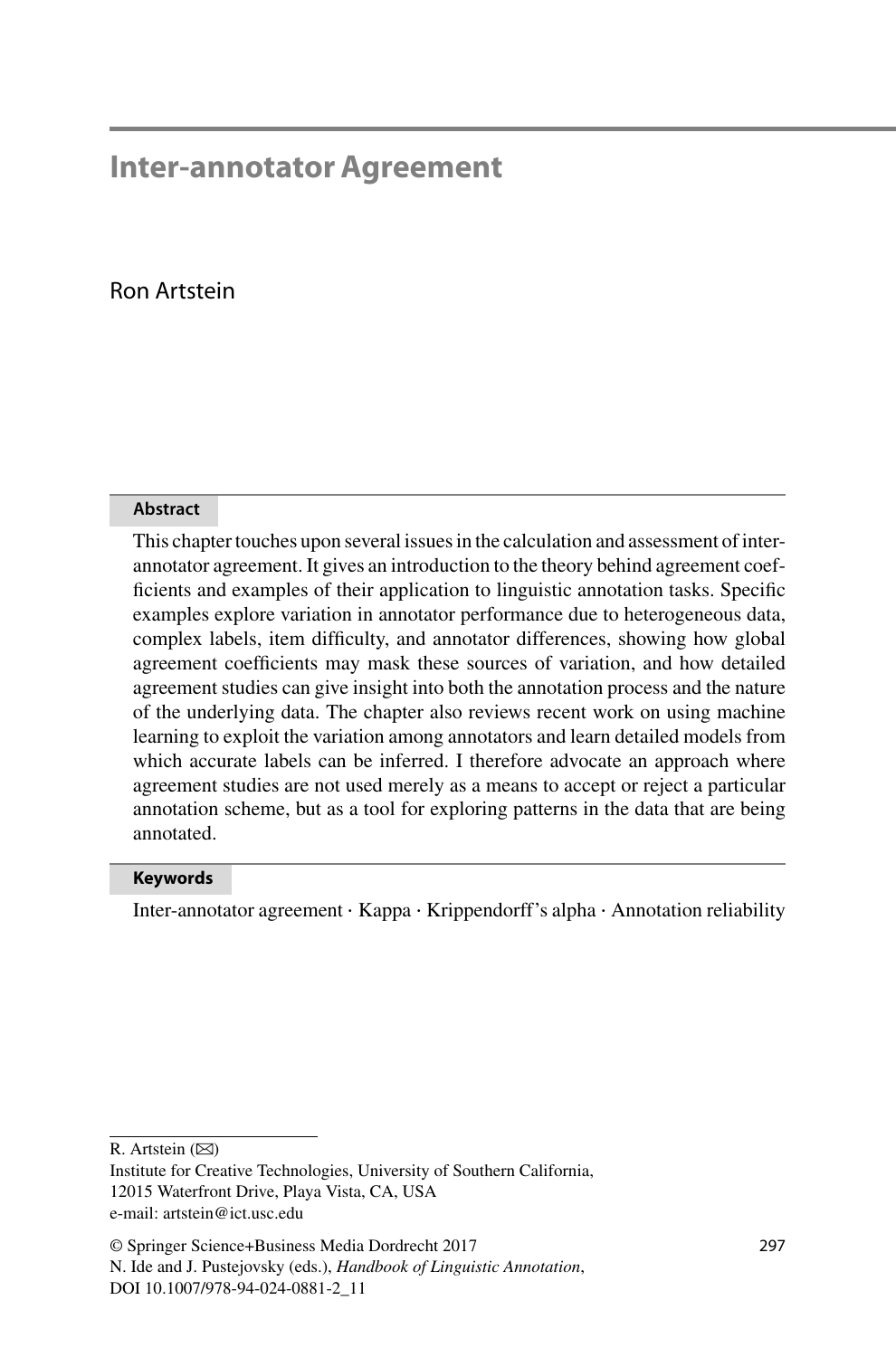# Inter-annotator Agreement

Ron Artstein

**Abstract**

This chapter touches upon several issues in the calculation and assessment of inter-annotator agreement. It gives an introduction to the theory behind agreement coefficients and examples of their application to linguistic annotation tasks. Specific examples explore variation in annotator performance due to heterogeneous data, complex labels, item difficulty, and annotator differences, showing how global agreement coefficients may mask these sources of variation, and how detailed agreement studies can give insight into both the annotation process and the nature of the underlying data. The chapter also reviews recent work on using machine learning to exploit the variation among annotators and learn detailed models from which accurate labels can be inferred. I therefore advocate an approach where agreement studies are not used merely as a means to accept or reject a particular annotation scheme, but as a tool for exploring patterns in the data that are being annotated.

**Keywords**

Inter-annotator agreement · Kappa · Krippendorff's alpha · Annotation reliability

---

R. Artstein (✉)
Institute for Creative Technologies, University of Southern California,
12015 Waterfront Drive, Playa Vista, CA, USA
e-mail: artstein@ict.usc.edu

© Springer Science+Business Media Dordrecht 2017
N. Ide and J. Pustejovsky (eds.), *Handbook of Linguistic Annotation*,
DOI 10.1007/978-94-024-0881-2_11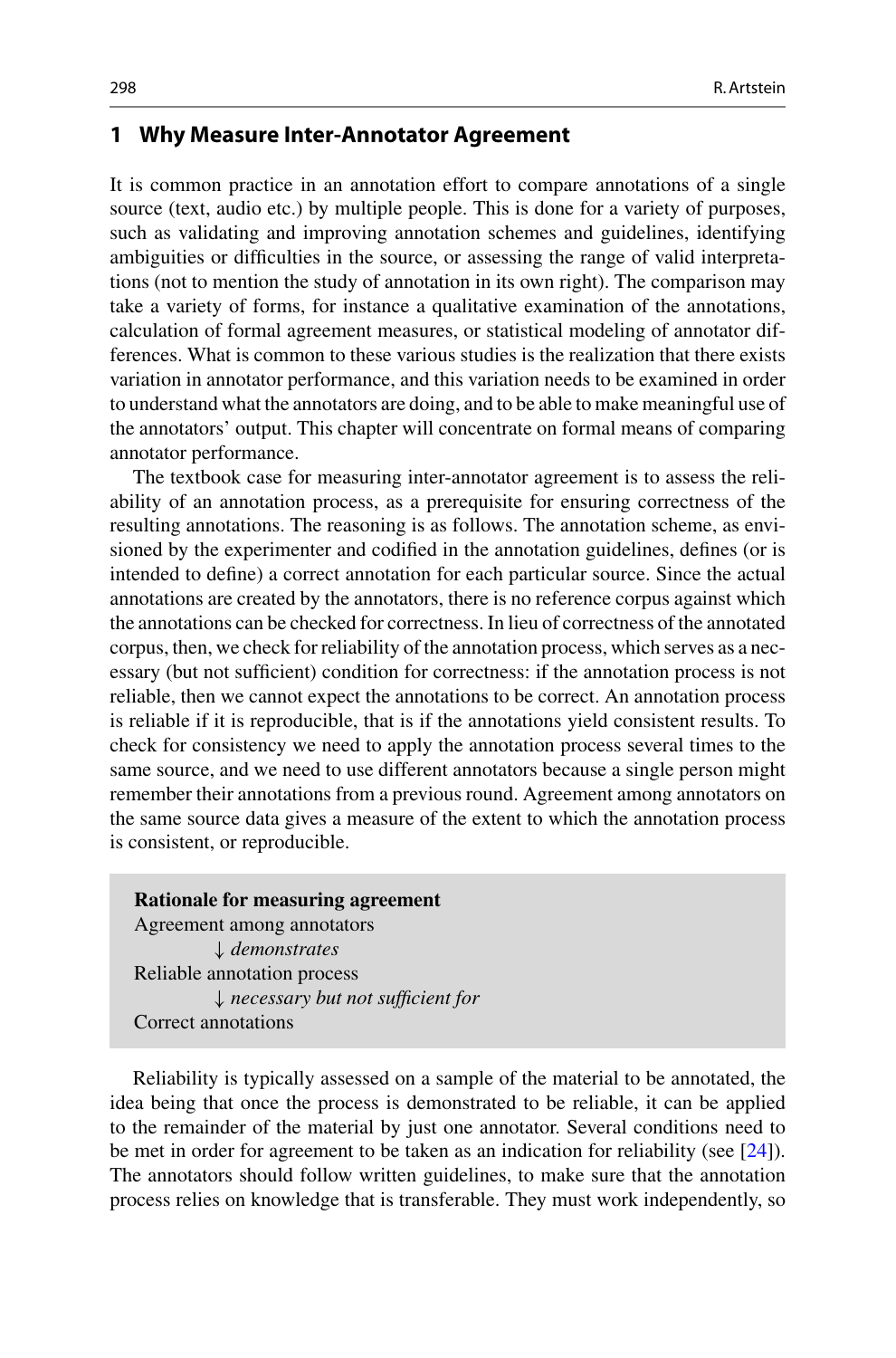## 1 Why Measure Inter-Annotator Agreement

It is common practice in an annotation effort to compare annotations of a single source (text, audio etc.) by multiple people. This is done for a variety of purposes, such as validating and improving annotation schemes and guidelines, identifying ambiguities or difficulties in the source, or assessing the range of valid interpretations (not to mention the study of annotation in its own right). The comparison may take a variety of forms, for instance a qualitative examination of the annotations, calculation of formal agreement measures, or statistical modeling of annotator differences. What is common to these various studies is the realization that there exists variation in annotator performance, and this variation needs to be examined in order to understand what the annotators are doing, and to be able to make meaningful use of the annotators' output. This chapter will concentrate on formal means of comparing annotator performance.

The textbook case for measuring inter-annotator agreement is to assess the reliability of an annotation process, as a prerequisite for ensuring correctness of the resulting annotations. The reasoning is as follows. The annotation scheme, as envisioned by the experimenter and codified in the annotation guidelines, defines (or is intended to define) a correct annotation for each particular source. Since the actual annotations are created by the annotators, there is no reference corpus against which the annotations can be checked for correctness. In lieu of correctness of the annotated corpus, then, we check for reliability of the annotation process, which serves as a necessary (but not sufficient) condition for correctness: if the annotation process is not reliable, then we cannot expect the annotations to be correct. An annotation process is reliable if it is reproducible, that is if the annotations yield consistent results. To check for consistency we need to apply the annotation process several times to the same source, and we need to use different annotators because a single person might remember their annotations from a previous round. Agreement among annotators on the same source data gives a measure of the extent to which the annotation process is consistent, or reproducible.

> **Rationale for measuring agreement**
> Agreement among annotators
> ↓ *demonstrates*
> Reliable annotation process
> ↓ *necessary but not sufficient for*
> Correct annotations

Reliability is typically assessed on a sample of the material to be annotated, the idea being that once the process is demonstrated to be reliable, it can be applied to the remainder of the material by just one annotator. Several conditions need to be met in order for agreement to be taken as an indication for reliability (see [24]). The annotators should follow written guidelines, to make sure that the annotation process relies on knowledge that is transferable. They must work independently, so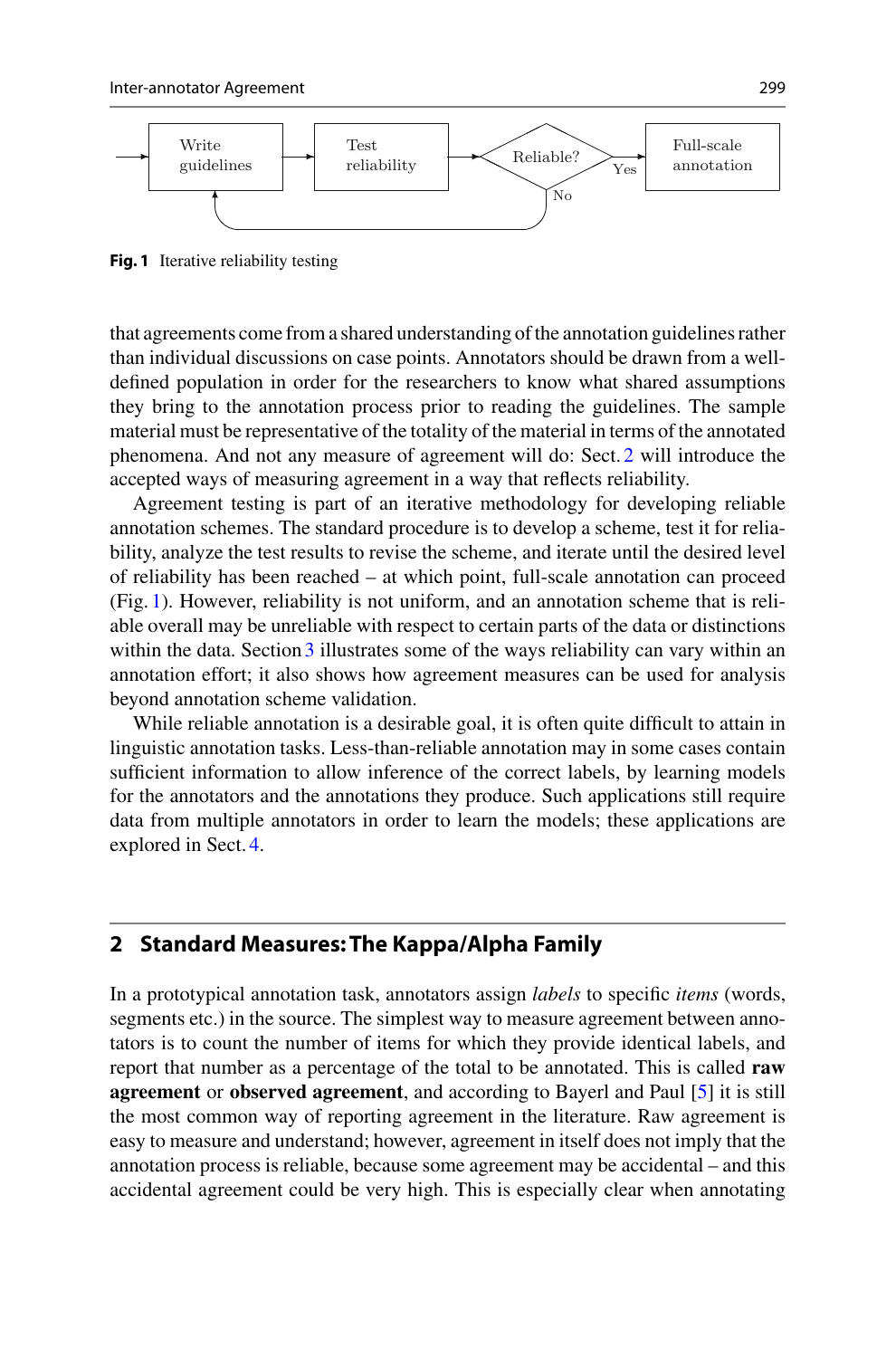Write guidelines

Test reliability

Reliable?

Yes

No

Full-scale annotation

**Fig. 1** Iterative reliability testing

that agreements come from a shared understanding of the annotation guidelines rather than individual discussions on case points. Annotators should be drawn from a well-defined population in order for the researchers to know what shared assumptions they bring to the annotation process prior to reading the guidelines. The sample material must be representative of the totality of the material in terms of the annotated phenomena. And not any measure of agreement will do: Sect. 2 will introduce the accepted ways of measuring agreement in a way that reflects reliability.

Agreement testing is part of an iterative methodology for developing reliable annotation schemes. The standard procedure is to develop a scheme, test it for reliability, analyze the test results to revise the scheme, and iterate until the desired level of reliability has been reached – at which point, full-scale annotation can proceed (Fig. 1). However, reliability is not uniform, and an annotation scheme that is reliable overall may be unreliable with respect to certain parts of the data or distinctions within the data. Section 3 illustrates some of the ways reliability can vary within an annotation effort; it also shows how agreement measures can be used for analysis beyond annotation scheme validation.

While reliable annotation is a desirable goal, it is often quite difficult to attain in linguistic annotation tasks. Less-than-reliable annotation may in some cases contain sufficient information to allow inference of the correct labels, by learning models for the annotators and the annotations they produce. Such applications still require data from multiple annotators in order to learn the models; these applications are explored in Sect. 4.

## 2 Standard Measures: The Kappa/Alpha Family

In a prototypical annotation task, annotators assign *labels* to specific *items* (words, segments etc.) in the source. The simplest way to measure agreement between annotators is to count the number of items for which they provide identical labels, and report that number as a percentage of the total to be annotated. This is called **raw agreement** or **observed agreement**, and according to Bayerl and Paul [5] it is still the most common way of reporting agreement in the literature. Raw agreement is easy to measure and understand; however, agreement in itself does not imply that the annotation process is reliable, because some agreement may be accidental – and this accidental agreement could be very high. This is especially clear when annotating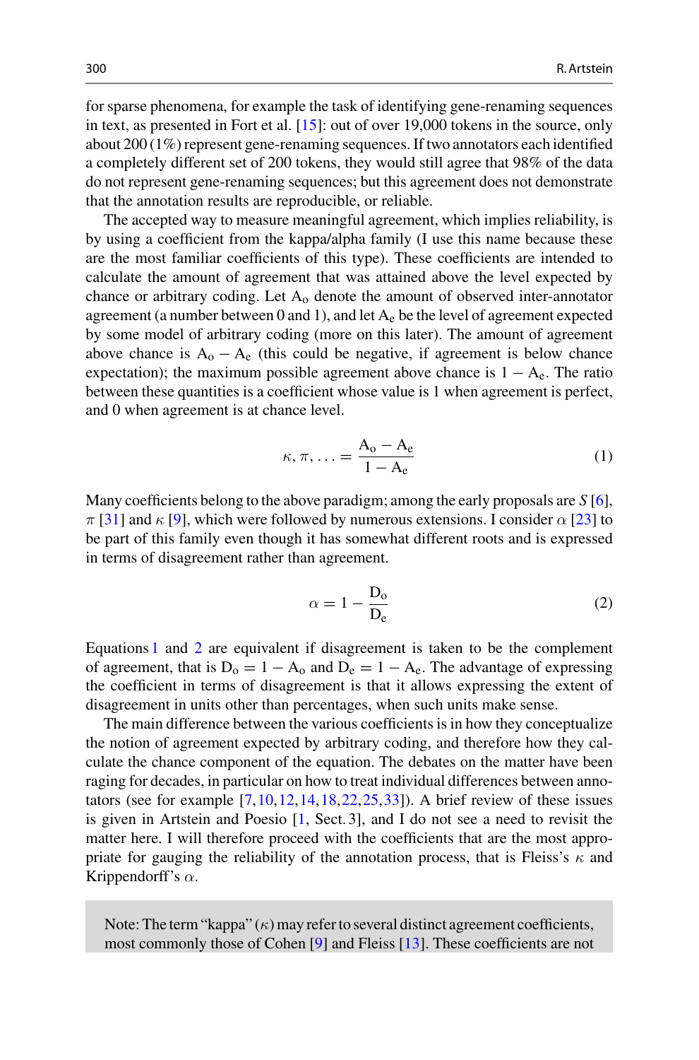for sparse phenomena, for example the task of identifying gene-renaming sequences in text, as presented in Fort et al. [15]: out of over 19,000 tokens in the source, only about 200 (1%) represent gene-renaming sequences. If two annotators each identified a completely different set of 200 tokens, they would still agree that 98% of the data do not represent gene-renaming sequences; but this agreement does not demonstrate that the annotation results are reproducible, or reliable.

The accepted way to measure meaningful agreement, which implies reliability, is by using a coefficient from the kappa/alpha family (I use this name because these are the most familiar coefficients of this type). These coefficients are intended to calculate the amount of agreement that was attained above the level expected by chance or arbitrary coding. Let $\mathrm{A_o}$ denote the amount of observed inter-annotator agreement (a number between 0 and 1), and let $\mathrm{A_e}$ be the level of agreement expected by some model of arbitrary coding (more on this later). The amount of agreement above chance is $\mathrm{A_o} - \mathrm{A_e}$ (this could be negative, if agreement is below chance expectation); the maximum possible agreement above chance is $1 - \mathrm{A_e}$. The ratio between these quantities is a coefficient whose value is 1 when agreement is perfect, and 0 when agreement is at chance level.

$$\kappa, \pi, \ldots = \frac{\mathrm{A_o} - \mathrm{A_e}}{1 - \mathrm{A_e}} \tag{1}$$

Many coefficients belong to the above paradigm; among the early proposals are $S$ [6], $\pi$ [31] and $\kappa$ [9], which were followed by numerous extensions. I consider $\alpha$ [23] to be part of this family even though it has somewhat different roots and is expressed in terms of disagreement rather than agreement.

$$\alpha = 1 - \frac{\mathrm{D_o}}{\mathrm{D_e}} \tag{2}$$

Equations 1 and 2 are equivalent if disagreement is taken to be the complement of agreement, that is $\mathrm{D_o} = 1 - \mathrm{A_o}$ and $\mathrm{D_e} = 1 - \mathrm{A_e}$. The advantage of expressing the coefficient in terms of disagreement is that it allows expressing the extent of disagreement in units other than percentages, when such units make sense.

The main difference between the various coefficients is in how they conceptualize the notion of agreement expected by arbitrary coding, and therefore how they calculate the chance component of the equation. The debates on the matter have been raging for decades, in particular on how to treat individual differences between annotators (see for example [7, 10, 12, 14, 18, 22, 25, 33]). A brief review of these issues is given in Artstein and Poesio [1, Sect. 3], and I do not see a need to revisit the matter here. I will therefore proceed with the coefficients that are the most appropriate for gauging the reliability of the annotation process, that is Fleiss's $\kappa$ and Krippendorff's $\alpha$.

Note: The term "kappa" ($\kappa$) may refer to several distinct agreement coefficients, most commonly those of Cohen [9] and Fleiss [13]. These coefficients are not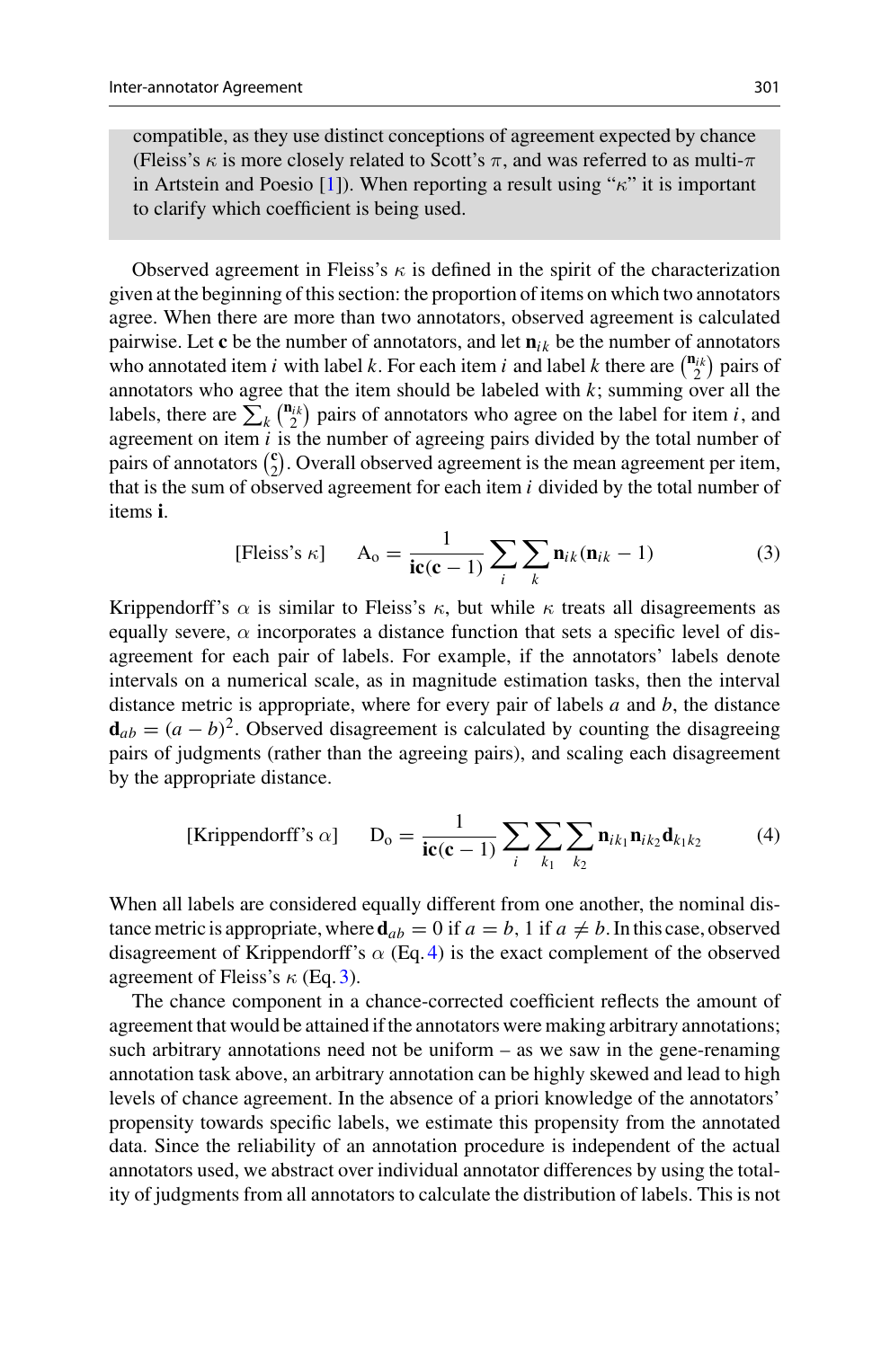compatible, as they use distinct conceptions of agreement expected by chance (Fleiss's $\kappa$ is more closely related to Scott's $\pi$, and was referred to as multi-$\pi$ in Artstein and Poesio [1]). When reporting a result using "$\kappa$" it is important to clarify which coefficient is being used.

Observed agreement in Fleiss's $\kappa$ is defined in the spirit of the characterization given at the beginning of this section: the proportion of items on which two annotators agree. When there are more than two annotators, observed agreement is calculated pairwise. Let $\mathbf{c}$ be the number of annotators, and let $\mathbf{n}_{ik}$ be the number of annotators who annotated item $i$ with label $k$. For each item $i$ and label $k$ there are $\binom{\mathbf{n}_{ik}}{2}$ pairs of annotators who agree that the item should be labeled with $k$; summing over all the labels, there are $\sum_k \binom{\mathbf{n}_{ik}}{2}$ pairs of annotators who agree on the label for item $i$, and agreement on item $i$ is the number of agreeing pairs divided by the total number of pairs of annotators $\binom{\mathbf{c}}{2}$. Overall observed agreement is the mean agreement per item, that is the sum of observed agreement for each item $i$ divided by the total number of items $\mathbf{i}$.

$$\text{[Fleiss's } \kappa\text{]} \qquad \mathrm{A_o} = \frac{1}{\mathbf{ic}(\mathbf{c}-1)} \sum_i \sum_k \mathbf{n}_{ik}(\mathbf{n}_{ik}-1) \tag{3}$$

Krippendorff's $\alpha$ is similar to Fleiss's $\kappa$, but while $\kappa$ treats all disagreements as equally severe, $\alpha$ incorporates a distance function that sets a specific level of disagreement for each pair of labels. For example, if the annotators' labels denote intervals on a numerical scale, as in magnitude estimation tasks, then the interval distance metric is appropriate, where for every pair of labels $a$ and $b$, the distance $\mathbf{d}_{ab} = (a-b)^2$. Observed disagreement is calculated by counting the disagreeing pairs of judgments (rather than the agreeing pairs), and scaling each disagreement by the appropriate distance.

$$\text{[Krippendorff's } \alpha\text{]} \qquad \mathrm{D_o} = \frac{1}{\mathbf{ic}(\mathbf{c}-1)} \sum_i \sum_{k_1} \sum_{k_2} \mathbf{n}_{ik_1}\mathbf{n}_{ik_2}\mathbf{d}_{k_1k_2} \tag{4}$$

When all labels are considered equally different from one another, the nominal distance metric is appropriate, where $\mathbf{d}_{ab} = 0$ if $a = b$, 1 if $a \neq b$. In this case, observed disagreement of Krippendorff's $\alpha$ (Eq. 4) is the exact complement of the observed agreement of Fleiss's $\kappa$ (Eq. 3).

The chance component in a chance-corrected coefficient reflects the amount of agreement that would be attained if the annotators were making arbitrary annotations; such arbitrary annotations need not be uniform – as we saw in the gene-renaming annotation task above, an arbitrary annotation can be highly skewed and lead to high levels of chance agreement. In the absence of a priori knowledge of the annotators' propensity towards specific labels, we estimate this propensity from the annotated data. Since the reliability of an annotation procedure is independent of the actual annotators used, we abstract over individual annotator differences by using the totality of judgments from all annotators to calculate the distribution of labels. This is not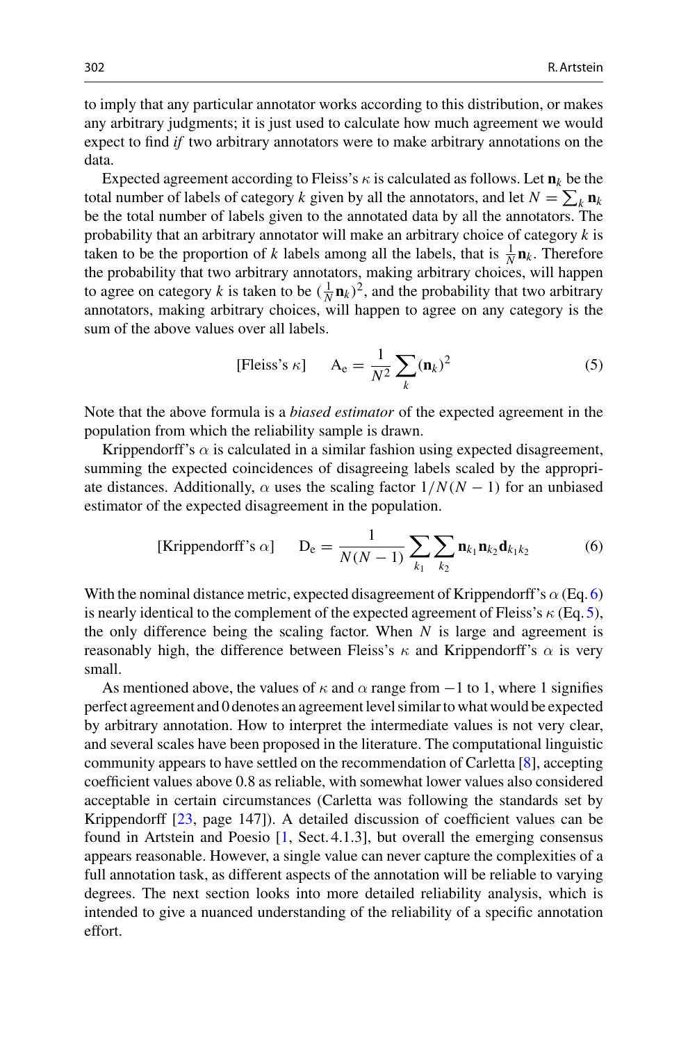to imply that any particular annotator works according to this distribution, or makes any arbitrary judgments; it is just used to calculate how much agreement we would expect to find *if* two arbitrary annotators were to make arbitrary annotations on the data.

Expected agreement according to Fleiss's $\kappa$ is calculated as follows. Let $\mathbf{n}_k$ be the total number of labels of category $k$ given by all the annotators, and let $N = \sum_k \mathbf{n}_k$ be the total number of labels given to the annotated data by all the annotators. The probability that an arbitrary annotator will make an arbitrary choice of category $k$ is taken to be the proportion of $k$ labels among all the labels, that is $\frac{1}{N}\mathbf{n}_k$. Therefore the probability that two arbitrary annotators, making arbitrary choices, will happen to agree on category $k$ is taken to be $(\frac{1}{N}\mathbf{n}_k)^2$, and the probability that two arbitrary annotators, making arbitrary choices, will happen to agree on any category is the sum of the above values over all labels.

$$\text{[Fleiss's } \kappa\text{]} \qquad \mathrm{A_e} = \frac{1}{N^2} \sum_k (\mathbf{n}_k)^2 \tag{5}$$

Note that the above formula is a *biased estimator* of the expected agreement in the population from which the reliability sample is drawn.

Krippendorff's $\alpha$ is calculated in a similar fashion using expected disagreement, summing the expected coincidences of disagreeing labels scaled by the appropriate distances. Additionally, $\alpha$ uses the scaling factor $1/N(N-1)$ for an unbiased estimator of the expected disagreement in the population.

$$\text{[Krippendorff's } \alpha\text{]} \qquad \mathrm{D_e} = \frac{1}{N(N-1)} \sum_{k_1} \sum_{k_2} \mathbf{n}_{k_1} \mathbf{n}_{k_2} \mathbf{d}_{k_1 k_2} \tag{6}$$

With the nominal distance metric, expected disagreement of Krippendorff's $\alpha$ (Eq. 6) is nearly identical to the complement of the expected agreement of Fleiss's $\kappa$ (Eq. 5), the only difference being the scaling factor. When $N$ is large and agreement is reasonably high, the difference between Fleiss's $\kappa$ and Krippendorff's $\alpha$ is very small.

As mentioned above, the values of $\kappa$ and $\alpha$ range from $-1$ to 1, where 1 signifies perfect agreement and 0 denotes an agreement level similar to what would be expected by arbitrary annotation. How to interpret the intermediate values is not very clear, and several scales have been proposed in the literature. The computational linguistic community appears to have settled on the recommendation of Carletta [8], accepting coefficient values above 0.8 as reliable, with somewhat lower values also considered acceptable in certain circumstances (Carletta was following the standards set by Krippendorff [23, page 147]). A detailed discussion of coefficient values can be found in Artstein and Poesio [1, Sect. 4.1.3], but overall the emerging consensus appears reasonable. However, a single value can never capture the complexities of a full annotation task, as different aspects of the annotation will be reliable to varying degrees. The next section looks into more detailed reliability analysis, which is intended to give a nuanced understanding of the reliability of a specific annotation effort.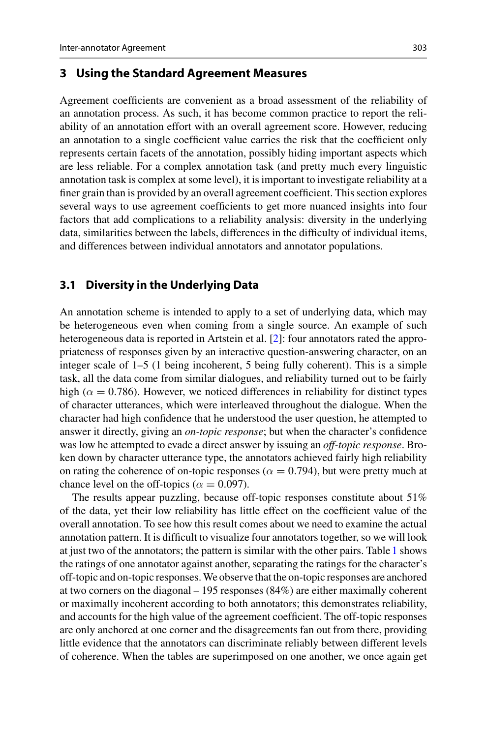## 3 Using the Standard Agreement Measures

Agreement coefficients are convenient as a broad assessment of the reliability of an annotation process. As such, it has become common practice to report the reliability of an annotation effort with an overall agreement score. However, reducing an annotation to a single coefficient value carries the risk that the coefficient only represents certain facets of the annotation, possibly hiding important aspects which are less reliable. For a complex annotation task (and pretty much every linguistic annotation task is complex at some level), it is important to investigate reliability at a finer grain than is provided by an overall agreement coefficient. This section explores several ways to use agreement coefficients to get more nuanced insights into four factors that add complications to a reliability analysis: diversity in the underlying data, similarities between the labels, differences in the difficulty of individual items, and differences between individual annotators and annotator populations.

### 3.1 Diversity in the Underlying Data

An annotation scheme is intended to apply to a set of underlying data, which may be heterogeneous even when coming from a single source. An example of such heterogeneous data is reported in Artstein et al. [2]: four annotators rated the appropriateness of responses given by an interactive question-answering character, on an integer scale of 1–5 (1 being incoherent, 5 being fully coherent). This is a simple task, all the data come from similar dialogues, and reliability turned out to be fairly high ($\alpha = 0.786$). However, we noticed differences in reliability for distinct types of character utterances, which were interleaved throughout the dialogue. When the character had high confidence that he understood the user question, he attempted to answer it directly, giving an *on-topic response*; but when the character's confidence was low he attempted to evade a direct answer by issuing an *off-topic response*. Broken down by character utterance type, the annotators achieved fairly high reliability on rating the coherence of on-topic responses ($\alpha = 0.794$), but were pretty much at chance level on the off-topics ($\alpha = 0.097$).

The results appear puzzling, because off-topic responses constitute about 51% of the data, yet their low reliability has little effect on the coefficient value of the overall annotation. To see how this result comes about we need to examine the actual annotation pattern. It is difficult to visualize four annotators together, so we will look at just two of the annotators; the pattern is similar with the other pairs. Table 1 shows the ratings of one annotator against another, separating the ratings for the character's off-topic and on-topic responses. We observe that the on-topic responses are anchored at two corners on the diagonal – 195 responses (84%) are either maximally coherent or maximally incoherent according to both annotators; this demonstrates reliability, and accounts for the high value of the agreement coefficient. The off-topic responses are only anchored at one corner and the disagreements fan out from there, providing little evidence that the annotators can discriminate reliably between different levels of coherence. When the tables are superimposed on one another, we once again get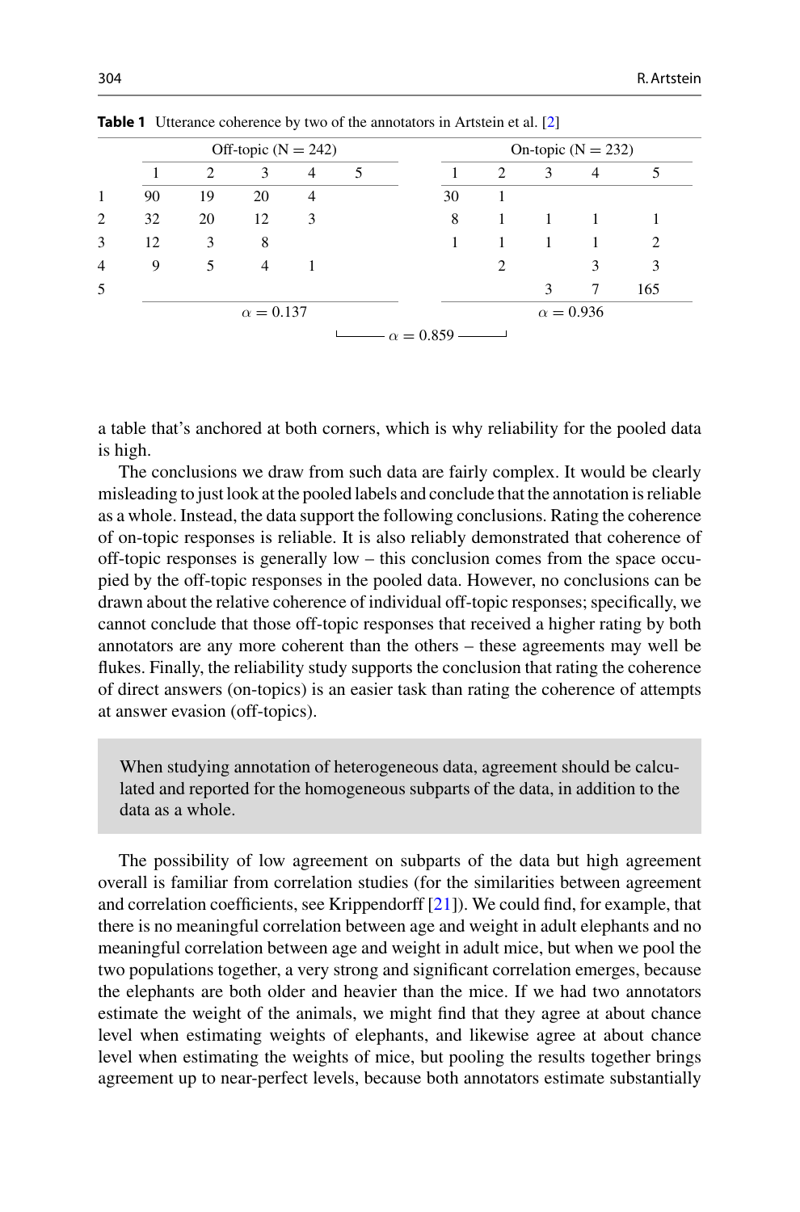**Table 1** Utterance coherence by two of the annotators in Artstein et al. [2]

| | Off-topic (N = 242) | | | | | On-topic (N = 232) | | | | |
|---|---|---|---|---|---|---|---|---|---|---|
| | 1 | 2 | 3 | 4 | 5 | 1 | 2 | 3 | 4 | 5 |
| 1 | 90 | 19 | 20 | 4 | | 30 | 1 | | | |
| 2 | 32 | 20 | 12 | 3 | | 8 | 1 | 1 | 1 | 1 |
| 3 | 12 | 3 | 8 | | | 1 | 1 | 1 | 1 | 2 |
| 4 | 9 | 5 | 4 | 1 | | | 2 | | 3 | 3 |
| 5 | | | | | | | | 3 | 7 | 165 |
| | $\alpha = 0.137$ | | | | | $\alpha = 0.936$ | | | | |

$\alpha = 0.859$ (pooled)

a table that's anchored at both corners, which is why reliability for the pooled data is high.

The conclusions we draw from such data are fairly complex. It would be clearly misleading to just look at the pooled labels and conclude that the annotation is reliable as a whole. Instead, the data support the following conclusions. Rating the coherence of on-topic responses is reliable. It is also reliably demonstrated that coherence of off-topic responses is generally low – this conclusion comes from the space occupied by the off-topic responses in the pooled data. However, no conclusions can be drawn about the relative coherence of individual off-topic responses; specifically, we cannot conclude that those off-topic responses that received a higher rating by both annotators are any more coherent than the others – these agreements may well be flukes. Finally, the reliability study supports the conclusion that rating the coherence of direct answers (on-topics) is an easier task than rating the coherence of attempts at answer evasion (off-topics).

> When studying annotation of heterogeneous data, agreement should be calculated and reported for the homogeneous subparts of the data, in addition to the data as a whole.

The possibility of low agreement on subparts of the data but high agreement overall is familiar from correlation studies (for the similarities between agreement and correlation coefficients, see Krippendorff [21]). We could find, for example, that there is no meaningful correlation between age and weight in adult elephants and no meaningful correlation between age and weight in adult mice, but when we pool the two populations together, a very strong and significant correlation emerges, because the elephants are both older and heavier than the mice. If we had two annotators estimate the weight of the animals, we might find that they agree at about chance level when estimating weights of elephants, and likewise agree at about chance level when estimating the weights of mice, but pooling the results together brings agreement up to near-perfect levels, because both annotators estimate substantially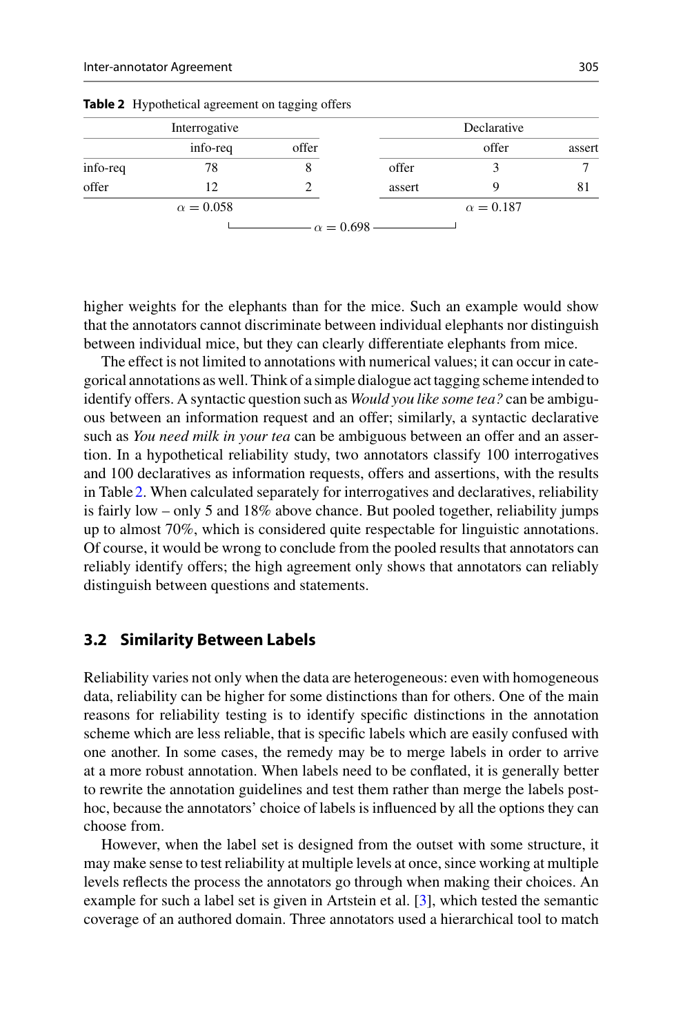**Table 2** Hypothetical agreement on tagging offers

| Interrogative | | | | Declarative | | |
|---|---|---|---|---|---|---|
| | info-req | offer | | | offer | assert |
| info-req | 78 | 8 | | offer | 3 | 7 |
| offer | 12 | 2 | | assert | 9 | 81 |
| | $\alpha = 0.058$ | | | | $\alpha = 0.187$ | |
| | | | $\alpha = 0.698$ | | | |

higher weights for the elephants than for the mice. Such an example would show that the annotators cannot discriminate between individual elephants nor distinguish between individual mice, but they can clearly differentiate elephants from mice.

The effect is not limited to annotations with numerical values; it can occur in categorical annotations as well. Think of a simple dialogue act tagging scheme intended to identify offers. A syntactic question such as *Would you like some tea?* can be ambiguous between an information request and an offer; similarly, a syntactic declarative such as *You need milk in your tea* can be ambiguous between an offer and an assertion. In a hypothetical reliability study, two annotators classify 100 interrogatives and 100 declaratives as information requests, offers and assertions, with the results in Table 2. When calculated separately for interrogatives and declaratives, reliability is fairly low – only 5 and 18% above chance. But pooled together, reliability jumps up to almost 70%, which is considered quite respectable for linguistic annotations. Of course, it would be wrong to conclude from the pooled results that annotators can reliably identify offers; the high agreement only shows that annotators can reliably distinguish between questions and statements.

### 3.2 Similarity Between Labels

Reliability varies not only when the data are heterogeneous: even with homogeneous data, reliability can be higher for some distinctions than for others. One of the main reasons for reliability testing is to identify specific distinctions in the annotation scheme which are less reliable, that is specific labels which are easily confused with one another. In some cases, the remedy may be to merge labels in order to arrive at a more robust annotation. When labels need to be conflated, it is generally better to rewrite the annotation guidelines and test them rather than merge the labels post-hoc, because the annotators' choice of labels is influenced by all the options they can choose from.

However, when the label set is designed from the outset with some structure, it may make sense to test reliability at multiple levels at once, since working at multiple levels reflects the process the annotators go through when making their choices. An example for such a label set is given in Artstein et al. [3], which tested the semantic coverage of an authored domain. Three annotators used a hierarchical tool to match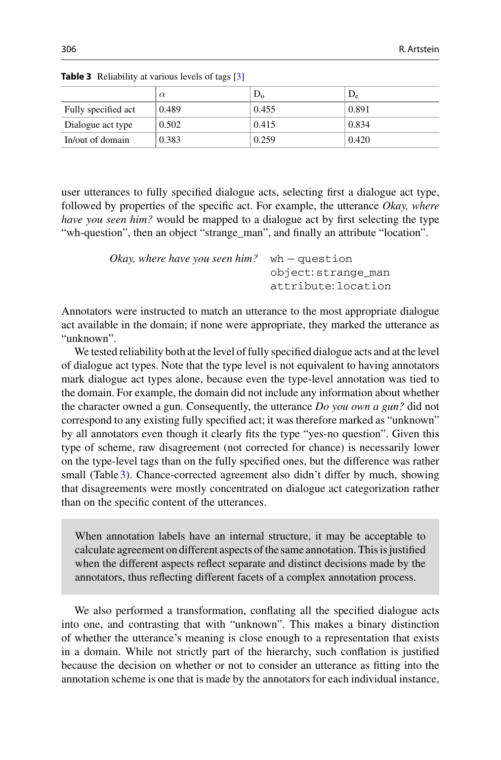**Table 3** Reliability at various levels of tags [3]

| | $\alpha$ | $D_o$ | $D_e$ |
|---|---|---|---|
| Fully specified act | 0.489 | 0.455 | 0.891 |
| Dialogue act type | 0.502 | 0.415 | 0.834 |
| In/out of domain | 0.383 | 0.259 | 0.420 |

user utterances to fully specified dialogue acts, selecting first a dialogue act type, followed by properties of the specific act. For example, the utterance *Okay, where have you seen him?* would be mapped to a dialogue act by first selecting the type "wh-question", then an object "strange_man", and finally an attribute "location".

*Okay, where have you seen him?*

```
wh-question
object: strange_man
attribute: location
```

Annotators were instructed to match an utterance to the most appropriate dialogue act available in the domain; if none were appropriate, they marked the utterance as "unknown".

We tested reliability both at the level of fully specified dialogue acts and at the level of dialogue act types. Note that the type level is not equivalent to having annotators mark dialogue act types alone, because even the type-level annotation was tied to the domain. For example, the domain did not include any information about whether the character owned a gun. Consequently, the utterance *Do you own a gun?* did not correspond to any existing fully specified act; it was therefore marked as "unknown" by all annotators even though it clearly fits the type "yes-no question". Given this type of scheme, raw disagreement (not corrected for chance) is necessarily lower on the type-level tags than on the fully specified ones, but the difference was rather small (Table 3). Chance-corrected agreement also didn't differ by much, showing that disagreements were mostly concentrated on dialogue act categorization rather than on the specific content of the utterances.

> When annotation labels have an internal structure, it may be acceptable to calculate agreement on different aspects of the same annotation. This is justified when the different aspects reflect separate and distinct decisions made by the annotators, thus reflecting different facets of a complex annotation process.

We also performed a transformation, conflating all the specified dialogue acts into one, and contrasting that with "unknown". This makes a binary distinction of whether the utterance's meaning is close enough to a representation that exists in a domain. While not strictly part of the hierarchy, such conflation is justified because the decision on whether or not to consider an utterance as fitting into the annotation scheme is one that is made by the annotators for each individual instance,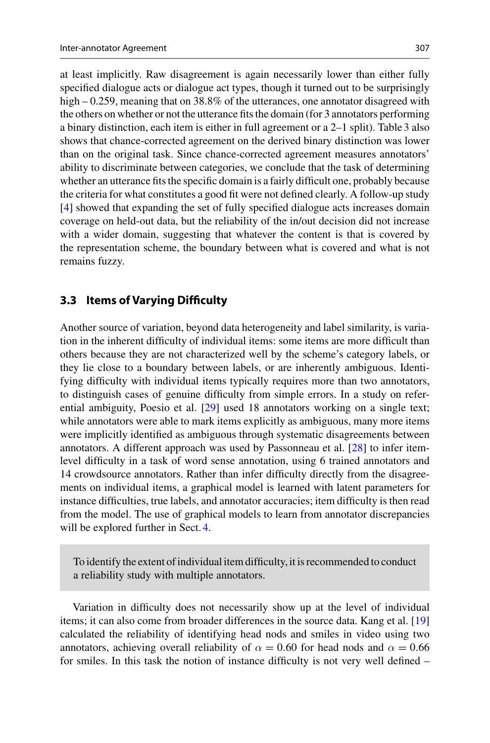at least implicitly. Raw disagreement is again necessarily lower than either fully specified dialogue acts or dialogue act types, though it turned out to be surprisingly high – 0.259, meaning that on 38.8% of the utterances, one annotator disagreed with the others on whether or not the utterance fits the domain (for 3 annotators performing a binary distinction, each item is either in full agreement or a 2–1 split). Table 3 also shows that chance-corrected agreement on the derived binary distinction was lower than on the original task. Since chance-corrected agreement measures annotators' ability to discriminate between categories, we conclude that the task of determining whether an utterance fits the specific domain is a fairly difficult one, probably because the criteria for what constitutes a good fit were not defined clearly. A follow-up study [4] showed that expanding the set of fully specified dialogue acts increases domain coverage on held-out data, but the reliability of the in/out decision did not increase with a wider domain, suggesting that whatever the content is that is covered by the representation scheme, the boundary between what is covered and what is not remains fuzzy.

### 3.3 Items of Varying Difficulty

Another source of variation, beyond data heterogeneity and label similarity, is variation in the inherent difficulty of individual items: some items are more difficult than others because they are not characterized well by the scheme's category labels, or they lie close to a boundary between labels, or are inherently ambiguous. Identifying difficulty with individual items typically requires more than two annotators, to distinguish cases of genuine difficulty from simple errors. In a study on referential ambiguity, Poesio et al. [29] used 18 annotators working on a single text; while annotators were able to mark items explicitly as ambiguous, many more items were implicitly identified as ambiguous through systematic disagreements between annotators. A different approach was used by Passonneau et al. [28] to infer item-level difficulty in a task of word sense annotation, using 6 trained annotators and 14 crowdsource annotators. Rather than infer difficulty directly from the disagreements on individual items, a graphical model is learned with latent parameters for instance difficulties, true labels, and annotator accuracies; item difficulty is then read from the model. The use of graphical models to learn from annotator discrepancies will be explored further in Sect. 4.

> To identify the extent of individual item difficulty, it is recommended to conduct a reliability study with multiple annotators.

Variation in difficulty does not necessarily show up at the level of individual items; it can also come from broader differences in the source data. Kang et al. [19] calculated the reliability of identifying head nods and smiles in video using two annotators, achieving overall reliability of $\alpha = 0.60$ for head nods and $\alpha = 0.66$ for smiles. In this task the notion of instance difficulty is not very well defined –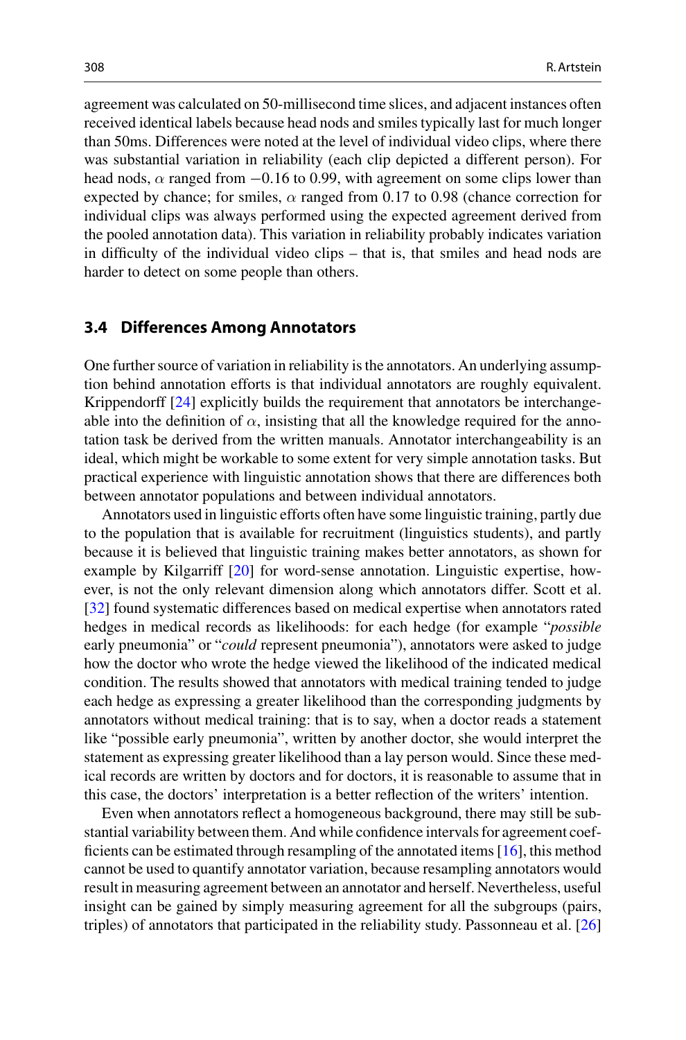agreement was calculated on 50-millisecond time slices, and adjacent instances often received identical labels because head nods and smiles typically last for much longer than 50ms. Differences were noted at the level of individual video clips, where there was substantial variation in reliability (each clip depicted a different person). For head nods, $\alpha$ ranged from $-0.16$ to 0.99, with agreement on some clips lower than expected by chance; for smiles, $\alpha$ ranged from 0.17 to 0.98 (chance correction for individual clips was always performed using the expected agreement derived from the pooled annotation data). This variation in reliability probably indicates variation in difficulty of the individual video clips – that is, that smiles and head nods are harder to detect on some people than others.

### 3.4 Differences Among Annotators

One further source of variation in reliability is the annotators. An underlying assumption behind annotation efforts is that individual annotators are roughly equivalent. Krippendorff [24] explicitly builds the requirement that annotators be interchangeable into the definition of $\alpha$, insisting that all the knowledge required for the annotation task be derived from the written manuals. Annotator interchangeability is an ideal, which might be workable to some extent for very simple annotation tasks. But practical experience with linguistic annotation shows that there are differences both between annotator populations and between individual annotators.

Annotators used in linguistic efforts often have some linguistic training, partly due to the population that is available for recruitment (linguistics students), and partly because it is believed that linguistic training makes better annotators, as shown for example by Kilgarriff [20] for word-sense annotation. Linguistic expertise, however, is not the only relevant dimension along which annotators differ. Scott et al. [32] found systematic differences based on medical expertise when annotators rated hedges in medical records as likelihoods: for each hedge (for example "*possible* early pneumonia" or "*could* represent pneumonia"), annotators were asked to judge how the doctor who wrote the hedge viewed the likelihood of the indicated medical condition. The results showed that annotators with medical training tended to judge each hedge as expressing a greater likelihood than the corresponding judgments by annotators without medical training: that is to say, when a doctor reads a statement like "possible early pneumonia", written by another doctor, she would interpret the statement as expressing greater likelihood than a lay person would. Since these medical records are written by doctors and for doctors, it is reasonable to assume that in this case, the doctors' interpretation is a better reflection of the writers' intention.

Even when annotators reflect a homogeneous background, there may still be substantial variability between them. And while confidence intervals for agreement coefficients can be estimated through resampling of the annotated items [16], this method cannot be used to quantify annotator variation, because resampling annotators would result in measuring agreement between an annotator and herself. Nevertheless, useful insight can be gained by simply measuring agreement for all the subgroups (pairs, triples) of annotators that participated in the reliability study. Passonneau et al. [26]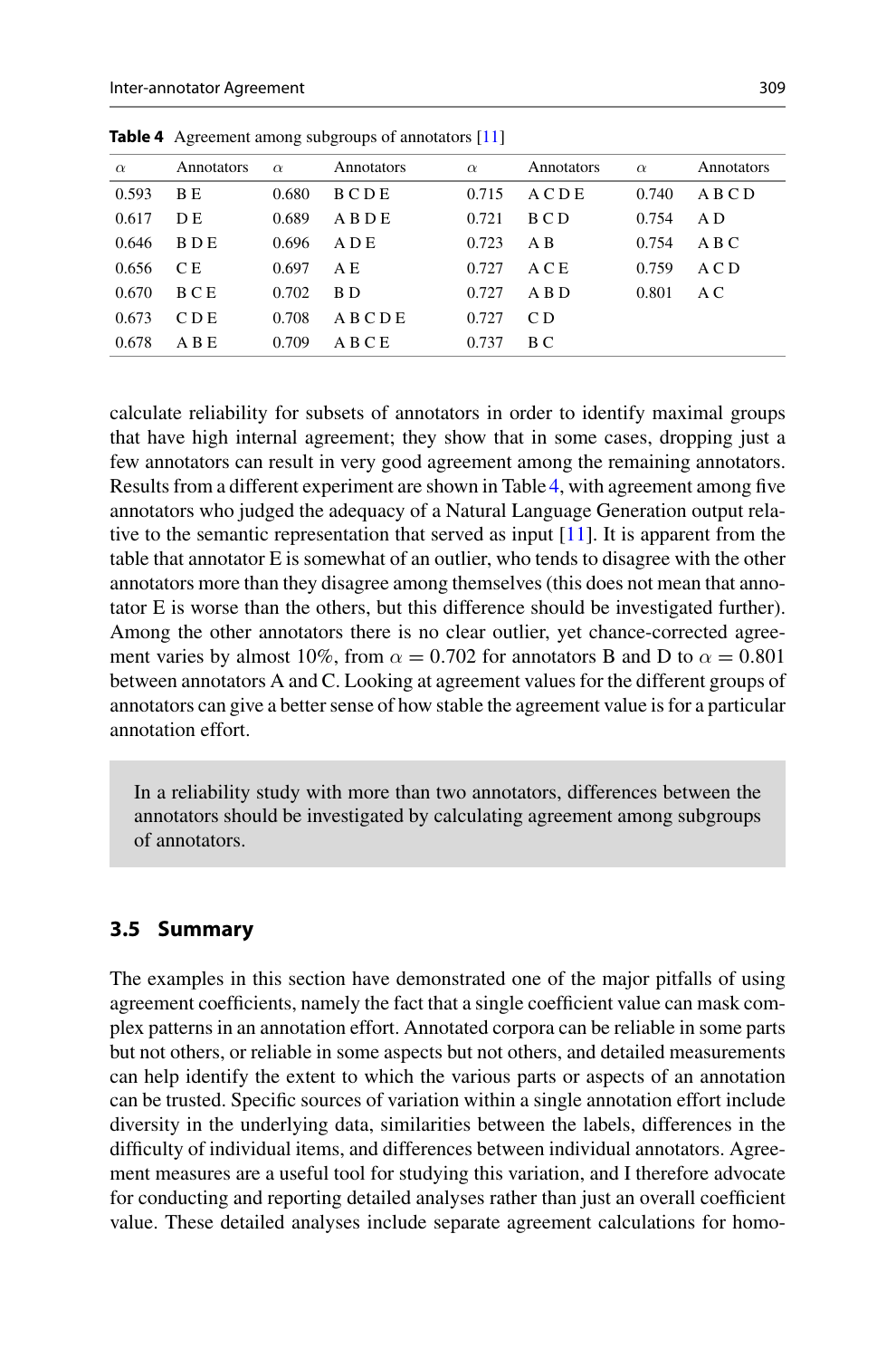**Table 4** Agreement among subgroups of annotators [11]

| $\alpha$ | Annotators | $\alpha$ | Annotators | $\alpha$ | Annotators | $\alpha$ | Annotators |
|---|---|---|---|---|---|---|---|
| 0.593 | B E | 0.680 | B C D E | 0.715 | A C D E | 0.740 | A B C D |
| 0.617 | D E | 0.689 | A B D E | 0.721 | B C D | 0.754 | A D |
| 0.646 | B D E | 0.696 | A D E | 0.723 | A B | 0.754 | A B C |
| 0.656 | C E | 0.697 | A E | 0.727 | A C E | 0.759 | A C D |
| 0.670 | B C E | 0.702 | B D | 0.727 | A B D | 0.801 | A C |
| 0.673 | C D E | 0.708 | A B C D E | 0.727 | C D | | |
| 0.678 | A B E | 0.709 | A B C E | 0.737 | B C | | |

calculate reliability for subsets of annotators in order to identify maximal groups that have high internal agreement; they show that in some cases, dropping just a few annotators can result in very good agreement among the remaining annotators. Results from a different experiment are shown in Table 4, with agreement among five annotators who judged the adequacy of a Natural Language Generation output relative to the semantic representation that served as input [11]. It is apparent from the table that annotator E is somewhat of an outlier, who tends to disagree with the other annotators more than they disagree among themselves (this does not mean that annotator E is worse than the others, but this difference should be investigated further). Among the other annotators there is no clear outlier, yet chance-corrected agreement varies by almost 10%, from $\alpha = 0.702$ for annotators B and D to $\alpha = 0.801$ between annotators A and C. Looking at agreement values for the different groups of annotators can give a better sense of how stable the agreement value is for a particular annotation effort.

> In a reliability study with more than two annotators, differences between the annotators should be investigated by calculating agreement among subgroups of annotators.

### 3.5 Summary

The examples in this section have demonstrated one of the major pitfalls of using agreement coefficients, namely the fact that a single coefficient value can mask complex patterns in an annotation effort. Annotated corpora can be reliable in some parts but not others, or reliable in some aspects but not others, and detailed measurements can help identify the extent to which the various parts or aspects of an annotation can be trusted. Specific sources of variation within a single annotation effort include diversity in the underlying data, similarities between the labels, differences in the difficulty of individual items, and differences between individual annotators. Agreement measures are a useful tool for studying this variation, and I therefore advocate for conducting and reporting detailed analyses rather than just an overall coefficient value. These detailed analyses include separate agreement calculations for homo-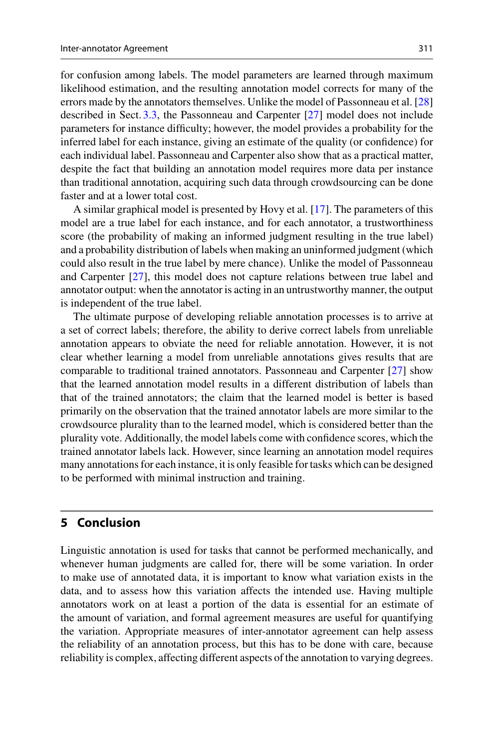for confusion among labels. The model parameters are learned through maximum likelihood estimation, and the resulting annotation model corrects for many of the errors made by the annotators themselves. Unlike the model of Passonneau et al. [28] described in Sect. 3.3, the Passonneau and Carpenter [27] model does not include parameters for instance difficulty; however, the model provides a probability for the inferred label for each instance, giving an estimate of the quality (or confidence) for each individual label. Passonneau and Carpenter also show that as a practical matter, despite the fact that building an annotation model requires more data per instance than traditional annotation, acquiring such data through crowdsourcing can be done faster and at a lower total cost.

A similar graphical model is presented by Hovy et al. [17]. The parameters of this model are a true label for each instance, and for each annotator, a trustworthiness score (the probability of making an informed judgment resulting in the true label) and a probability distribution of labels when making an uninformed judgment (which could also result in the true label by mere chance). Unlike the model of Passonneau and Carpenter [27], this model does not capture relations between true label and annotator output: when the annotator is acting in an untrustworthy manner, the output is independent of the true label.

The ultimate purpose of developing reliable annotation processes is to arrive at a set of correct labels; therefore, the ability to derive correct labels from unreliable annotation appears to obviate the need for reliable annotation. However, it is not clear whether learning a model from unreliable annotations gives results that are comparable to traditional trained annotators. Passonneau and Carpenter [27] show that the learned annotation model results in a different distribution of labels than that of the trained annotators; the claim that the learned model is better is based primarily on the observation that the trained annotator labels are more similar to the crowdsource plurality than to the learned model, which is considered better than the plurality vote. Additionally, the model labels come with confidence scores, which the trained annotator labels lack. However, since learning an annotation model requires many annotations for each instance, it is only feasible for tasks which can be designed to be performed with minimal instruction and training.

## 5 Conclusion

Linguistic annotation is used for tasks that cannot be performed mechanically, and whenever human judgments are called for, there will be some variation. In order to make use of annotated data, it is important to know what variation exists in the data, and to assess how this variation affects the intended use. Having multiple annotators work on at least a portion of the data is essential for an estimate of the amount of variation, and formal agreement measures are useful for quantifying the variation. Appropriate measures of inter-annotator agreement can help assess the reliability of an annotation process, but this has to be done with care, because reliability is complex, affecting different aspects of the annotation to varying degrees.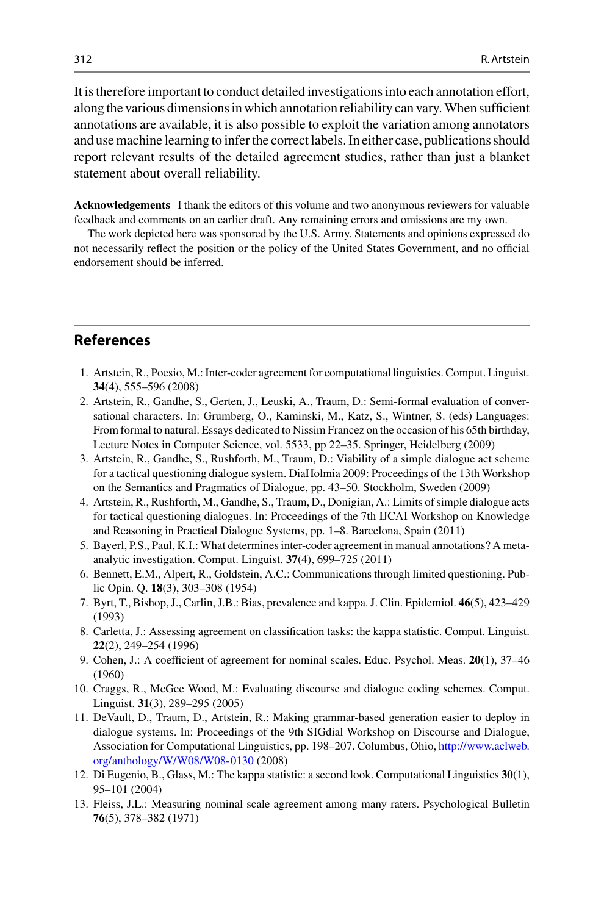It is therefore important to conduct detailed investigations into each annotation effort, along the various dimensions in which annotation reliability can vary. When sufficient annotations are available, it is also possible to exploit the variation among annotators and use machine learning to infer the correct labels. In either case, publications should report relevant results of the detailed agreement studies, rather than just a blanket statement about overall reliability.

**Acknowledgements** I thank the editors of this volume and two anonymous reviewers for valuable feedback and comments on an earlier draft. Any remaining errors and omissions are my own.

The work depicted here was sponsored by the U.S. Army. Statements and opinions expressed do not necessarily reflect the position or the policy of the United States Government, and no official endorsement should be inferred.

## References

1. Artstein, R., Poesio, M.: Inter-coder agreement for computational linguistics. Comput. Linguist. **34**(4), 555–596 (2008)
2. Artstein, R., Gandhe, S., Gerten, J., Leuski, A., Traum, D.: Semi-formal evaluation of conversational characters. In: Grumberg, O., Kaminski, M., Katz, S., Wintner, S. (eds) Languages: From formal to natural. Essays dedicated to Nissim Francez on the occasion of his 65th birthday, Lecture Notes in Computer Science, vol. 5533, pp 22–35. Springer, Heidelberg (2009)
3. Artstein, R., Gandhe, S., Rushforth, M., Traum, D.: Viability of a simple dialogue act scheme for a tactical questioning dialogue system. DiaHolmia 2009: Proceedings of the 13th Workshop on the Semantics and Pragmatics of Dialogue, pp. 43–50. Stockholm, Sweden (2009)
4. Artstein, R., Rushforth, M., Gandhe, S., Traum, D., Donigian, A.: Limits of simple dialogue acts for tactical questioning dialogues. In: Proceedings of the 7th IJCAI Workshop on Knowledge and Reasoning in Practical Dialogue Systems, pp. 1–8. Barcelona, Spain (2011)
5. Bayerl, P.S., Paul, K.I.: What determines inter-coder agreement in manual annotations? A meta-analytic investigation. Comput. Linguist. **37**(4), 699–725 (2011)
6. Bennett, E.M., Alpert, R., Goldstein, A.C.: Communications through limited questioning. Public Opin. Q. **18**(3), 303–308 (1954)
7. Byrt, T., Bishop, J., Carlin, J.B.: Bias, prevalence and kappa. J. Clin. Epidemiol. **46**(5), 423–429 (1993)
8. Carletta, J.: Assessing agreement on classification tasks: the kappa statistic. Comput. Linguist. **22**(2), 249–254 (1996)
9. Cohen, J.: A coefficient of agreement for nominal scales. Educ. Psychol. Meas. **20**(1), 37–46 (1960)
10. Craggs, R., McGee Wood, M.: Evaluating discourse and dialogue coding schemes. Comput. Linguist. **31**(3), 289–295 (2005)
11. DeVault, D., Traum, D., Artstein, R.: Making grammar-based generation easier to deploy in dialogue systems. In: Proceedings of the 9th SIGdial Workshop on Discourse and Dialogue, Association for Computational Linguistics, pp. 198–207. Columbus, Ohio, http://www.aclweb.org/anthology/W/W08/W08-0130 (2008)
12. Di Eugenio, B., Glass, M.: The kappa statistic: a second look. Computational Linguistics **30**(1), 95–101 (2004)
13. Fleiss, J.L.: Measuring nominal scale agreement among many raters. Psychological Bulletin **76**(5), 378–382 (1971)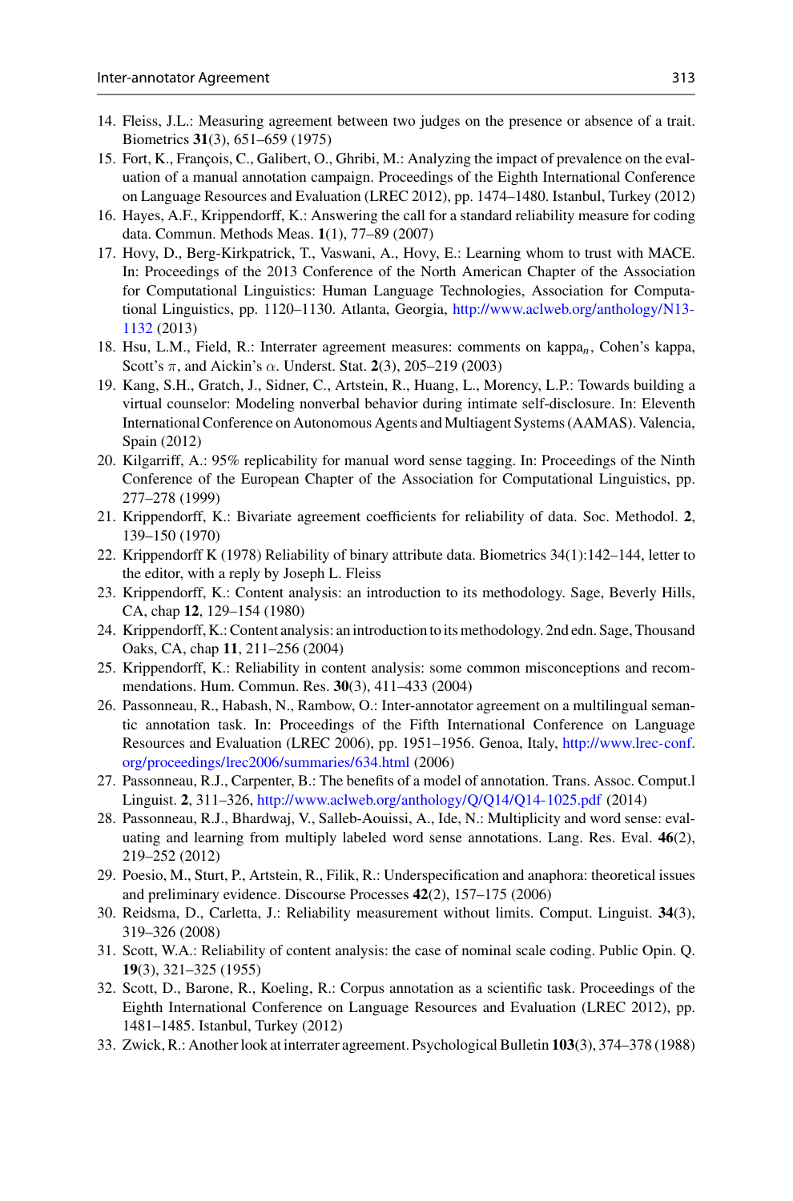14. Fleiss, J.L.: Measuring agreement between two judges on the presence or absence of a trait. Biometrics **31**(3), 651–659 (1975)
15. Fort, K., François, C., Galibert, O., Ghribi, M.: Analyzing the impact of prevalence on the evaluation of a manual annotation campaign. Proceedings of the Eighth International Conference on Language Resources and Evaluation (LREC 2012), pp. 1474–1480. Istanbul, Turkey (2012)
16. Hayes, A.F., Krippendorff, K.: Answering the call for a standard reliability measure for coding data. Commun. Methods Meas. **1**(1), 77–89 (2007)
17. Hovy, D., Berg-Kirkpatrick, T., Vaswani, A., Hovy, E.: Learning whom to trust with MACE. In: Proceedings of the 2013 Conference of the North American Chapter of the Association for Computational Linguistics: Human Language Technologies, Association for Computational Linguistics, pp. 1120–1130. Atlanta, Georgia, http://www.aclweb.org/anthology/N13-1132 (2013)
18. Hsu, L.M., Field, R.: Interrater agreement measures: comments on kappa$_n$, Cohen's kappa, Scott's $\pi$, and Aickin's $\alpha$. Underst. Stat. **2**(3), 205–219 (2003)
19. Kang, S.H., Gratch, J., Sidner, C., Artstein, R., Huang, L., Morency, L.P.: Towards building a virtual counselor: Modeling nonverbal behavior during intimate self-disclosure. In: Eleventh International Conference on Autonomous Agents and Multiagent Systems (AAMAS). Valencia, Spain (2012)
20. Kilgarriff, A.: 95% replicability for manual word sense tagging. In: Proceedings of the Ninth Conference of the European Chapter of the Association for Computational Linguistics, pp. 277–278 (1999)
21. Krippendorff, K.: Bivariate agreement coefficients for reliability of data. Soc. Methodol. **2**, 139–150 (1970)
22. Krippendorff K (1978) Reliability of binary attribute data. Biometrics 34(1):142–144, letter to the editor, with a reply by Joseph L. Fleiss
23. Krippendorff, K.: Content analysis: an introduction to its methodology. Sage, Beverly Hills, CA, chap **12**, 129–154 (1980)
24. Krippendorff, K.: Content analysis: an introduction to its methodology. 2nd edn. Sage, Thousand Oaks, CA, chap **11**, 211–256 (2004)
25. Krippendorff, K.: Reliability in content analysis: some common misconceptions and recommendations. Hum. Commun. Res. **30**(3), 411–433 (2004)
26. Passonneau, R., Habash, N., Rambow, O.: Inter-annotator agreement on a multilingual semantic annotation task. In: Proceedings of the Fifth International Conference on Language Resources and Evaluation (LREC 2006), pp. 1951–1956. Genoa, Italy, http://www.lrec-conf.org/proceedings/lrec2006/summaries/634.html (2006)
27. Passonneau, R.J., Carpenter, B.: The benefits of a model of annotation. Trans. Assoc. Comput.l Linguist. **2**, 311–326, http://www.aclweb.org/anthology/Q/Q14/Q14-1025.pdf (2014)
28. Passonneau, R.J., Bhardwaj, V., Salleb-Aouissi, A., Ide, N.: Multiplicity and word sense: evaluating and learning from multiply labeled word sense annotations. Lang. Res. Eval. **46**(2), 219–252 (2012)
29. Poesio, M., Sturt, P., Artstein, R., Filik, R.: Underspecification and anaphora: theoretical issues and preliminary evidence. Discourse Processes **42**(2), 157–175 (2006)
30. Reidsma, D., Carletta, J.: Reliability measurement without limits. Comput. Linguist. **34**(3), 319–326 (2008)
31. Scott, W.A.: Reliability of content analysis: the case of nominal scale coding. Public Opin. Q. **19**(3), 321–325 (1955)
32. Scott, D., Barone, R., Koeling, R.: Corpus annotation as a scientific task. Proceedings of the Eighth International Conference on Language Resources and Evaluation (LREC 2012), pp. 1481–1485. Istanbul, Turkey (2012)
33. Zwick, R.: Another look at interrater agreement. Psychological Bulletin **103**(3), 374–378 (1988)